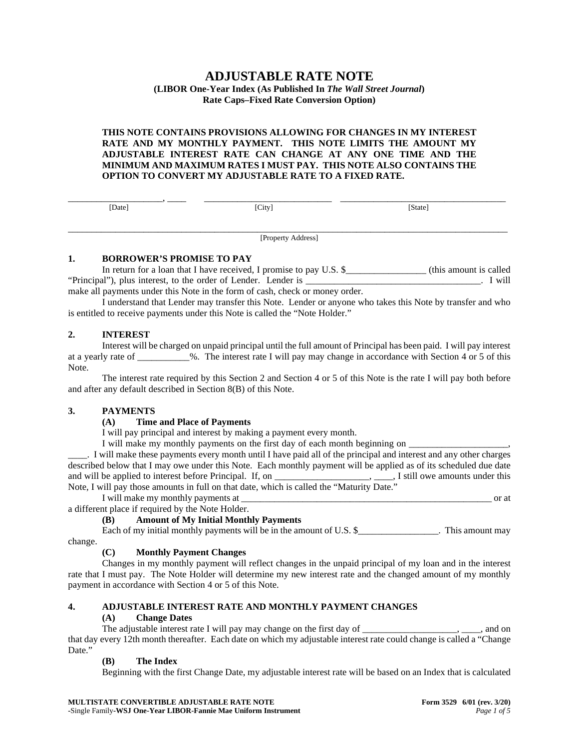# ADJUSTABLE RATE NOTE

**(LIBOR One-Year Index (As Published In *The Wall Street Journal*)**
**Rate Caps–Fixed Rate Conversion Option)**

**THIS NOTE CONTAINS PROVISIONS ALLOWING FOR CHANGES IN MY INTEREST RATE AND MY MONTHLY PAYMENT. THIS NOTE LIMITS THE AMOUNT MY ADJUSTABLE INTEREST RATE CAN CHANGE AT ANY ONE TIME AND THE MINIMUM AND MAXIMUM RATES I MUST PAY. THIS NOTE ALSO CONTAINS THE OPTION TO CONVERT MY ADJUSTABLE RATE TO A FIXED RATE.**

____________________, ____ [Date]     ____________________________ [City]     ____________________________________ [State]

__________________________________________________________________________________________
[Property Address]

## 1. BORROWER'S PROMISE TO PAY

In return for a loan that I have received, I promise to pay U.S. $_________________ (this amount is called "Principal"), plus interest, to the order of Lender. Lender is _____________________________________. I will make all payments under this Note in the form of cash, check or money order.

I understand that Lender may transfer this Note. Lender or anyone who takes this Note by transfer and who is entitled to receive payments under this Note is called the "Note Holder."

## 2. INTEREST

Interest will be charged on unpaid principal until the full amount of Principal has been paid. I will pay interest at a yearly rate of ___________%. The interest rate I will pay may change in accordance with Section 4 or 5 of this Note.

The interest rate required by this Section 2 and Section 4 or 5 of this Note is the rate I will pay both before and after any default described in Section 8(B) of this Note.

## 3. PAYMENTS

### (A) Time and Place of Payments

I will pay principal and interest by making a payment every month.

I will make my monthly payments on the first day of each month beginning on ____________________, ____. I will make these payments every month until I have paid all of the principal and interest and any other charges described below that I may owe under this Note. Each monthly payment will be applied as of its scheduled due date and will be applied to interest before Principal. If, on ____________________, ____, I still owe amounts under this Note, I will pay those amounts in full on that date, which is called the "Maturity Date."

I will make my monthly payments at ________________________________________________________ or at a different place if required by the Note Holder.

### (B) Amount of My Initial Monthly Payments

Each of my initial monthly payments will be in the amount of U.S. $_________________. This amount may change.

### (C) Monthly Payment Changes

Changes in my monthly payment will reflect changes in the unpaid principal of my loan and in the interest rate that I must pay. The Note Holder will determine my new interest rate and the changed amount of my monthly payment in accordance with Section 4 or 5 of this Note.

## 4. ADJUSTABLE INTEREST RATE AND MONTHLY PAYMENT CHANGES

### (A) Change Dates

The adjustable interest rate I will pay may change on the first day of ____________________, ____, and on that day every 12th month thereafter. Each date on which my adjustable interest rate could change is called a "Change Date."

### (B) The Index

Beginning with the first Change Date, my adjustable interest rate will be based on an Index that is calculated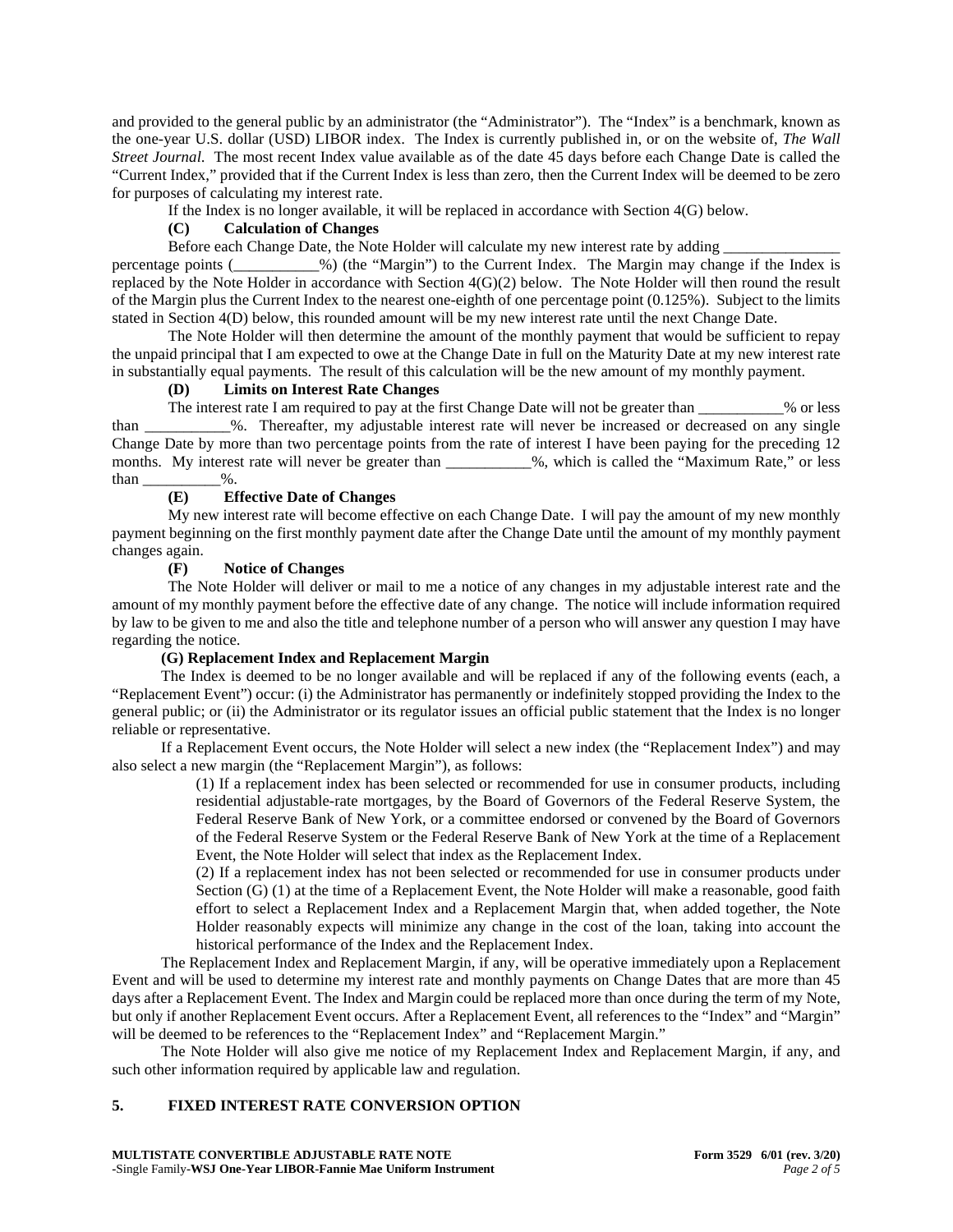and provided to the general public by an administrator (the "Administrator"). The "Index" is a benchmark, known as the one-year U.S. dollar (USD) LIBOR index. The Index is currently published in, or on the website of, *The Wall Street Journal*. The most recent Index value available as of the date 45 days before each Change Date is called the "Current Index," provided that if the Current Index is less than zero, then the Current Index will be deemed to be zero for purposes of calculating my interest rate.

If the Index is no longer available, it will be replaced in accordance with Section 4(G) below.

**(C) Calculation of Changes**

Before each Change Date, the Note Holder will calculate my new interest rate by adding _______________ percentage points (___________%) (the "Margin") to the Current Index. The Margin may change if the Index is replaced by the Note Holder in accordance with Section 4(G)(2) below. The Note Holder will then round the result of the Margin plus the Current Index to the nearest one-eighth of one percentage point (0.125%). Subject to the limits stated in Section 4(D) below, this rounded amount will be my new interest rate until the next Change Date.

The Note Holder will then determine the amount of the monthly payment that would be sufficient to repay the unpaid principal that I am expected to owe at the Change Date in full on the Maturity Date at my new interest rate in substantially equal payments. The result of this calculation will be the new amount of my monthly payment.

**(D) Limits on Interest Rate Changes**

The interest rate I am required to pay at the first Change Date will not be greater than ___________% or less than ___________%. Thereafter, my adjustable interest rate will never be increased or decreased on any single Change Date by more than two percentage points from the rate of interest I have been paying for the preceding 12 months. My interest rate will never be greater than ___________%, which is called the "Maximum Rate," or less than __________%.

**(E) Effective Date of Changes**

My new interest rate will become effective on each Change Date. I will pay the amount of my new monthly payment beginning on the first monthly payment date after the Change Date until the amount of my monthly payment changes again.

**(F) Notice of Changes**

The Note Holder will deliver or mail to me a notice of any changes in my adjustable interest rate and the amount of my monthly payment before the effective date of any change. The notice will include information required by law to be given to me and also the title and telephone number of a person who will answer any question I may have regarding the notice.

**(G) Replacement Index and Replacement Margin**

The Index is deemed to be no longer available and will be replaced if any of the following events (each, a "Replacement Event") occur: (i) the Administrator has permanently or indefinitely stopped providing the Index to the general public; or (ii) the Administrator or its regulator issues an official public statement that the Index is no longer reliable or representative.

If a Replacement Event occurs, the Note Holder will select a new index (the "Replacement Index") and may also select a new margin (the "Replacement Margin"), as follows:

(1) If a replacement index has been selected or recommended for use in consumer products, including residential adjustable-rate mortgages, by the Board of Governors of the Federal Reserve System, the Federal Reserve Bank of New York, or a committee endorsed or convened by the Board of Governors of the Federal Reserve System or the Federal Reserve Bank of New York at the time of a Replacement Event, the Note Holder will select that index as the Replacement Index.

(2) If a replacement index has not been selected or recommended for use in consumer products under Section (G) (1) at the time of a Replacement Event, the Note Holder will make a reasonable, good faith effort to select a Replacement Index and a Replacement Margin that, when added together, the Note Holder reasonably expects will minimize any change in the cost of the loan, taking into account the historical performance of the Index and the Replacement Index.

The Replacement Index and Replacement Margin, if any, will be operative immediately upon a Replacement Event and will be used to determine my interest rate and monthly payments on Change Dates that are more than 45 days after a Replacement Event. The Index and Margin could be replaced more than once during the term of my Note, but only if another Replacement Event occurs. After a Replacement Event, all references to the "Index" and "Margin" will be deemed to be references to the "Replacement Index" and "Replacement Margin."

The Note Holder will also give me notice of my Replacement Index and Replacement Margin, if any, and such other information required by applicable law and regulation.

## 5. FIXED INTEREST RATE CONVERSION OPTION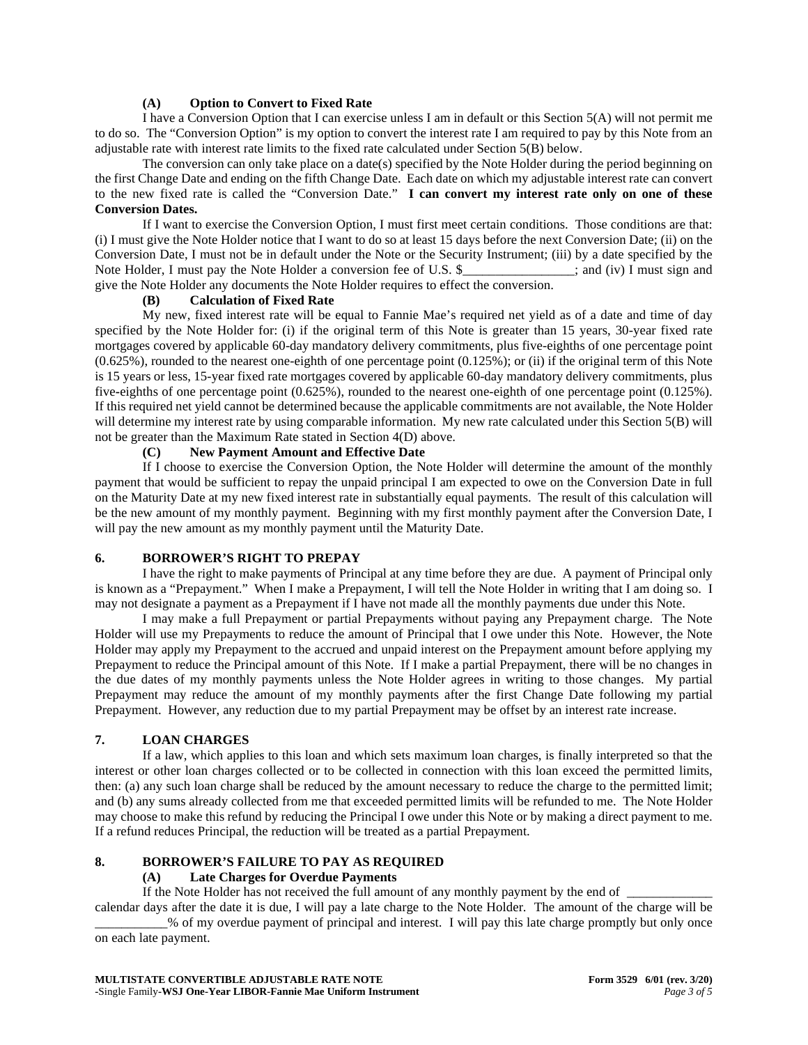### (A) Option to Convert to Fixed Rate

I have a Conversion Option that I can exercise unless I am in default or this Section 5(A) will not permit me to do so. The "Conversion Option" is my option to convert the interest rate I am required to pay by this Note from an adjustable rate with interest rate limits to the fixed rate calculated under Section 5(B) below.

The conversion can only take place on a date(s) specified by the Note Holder during the period beginning on the first Change Date and ending on the fifth Change Date. Each date on which my adjustable interest rate can convert to the new fixed rate is called the "Conversion Date." **I can convert my interest rate only on one of these Conversion Dates.**

If I want to exercise the Conversion Option, I must first meet certain conditions. Those conditions are that: (i) I must give the Note Holder notice that I want to do so at least 15 days before the next Conversion Date; (ii) on the Conversion Date, I must not be in default under the Note or the Security Instrument; (iii) by a date specified by the Note Holder, I must pay the Note Holder a conversion fee of U.S. $_________________; and (iv) I must sign and give the Note Holder any documents the Note Holder requires to effect the conversion.

### (B) Calculation of Fixed Rate

My new, fixed interest rate will be equal to Fannie Mae's required net yield as of a date and time of day specified by the Note Holder for: (i) if the original term of this Note is greater than 15 years, 30-year fixed rate mortgages covered by applicable 60-day mandatory delivery commitments, plus five-eighths of one percentage point (0.625%), rounded to the nearest one-eighth of one percentage point (0.125%); or (ii) if the original term of this Note is 15 years or less, 15-year fixed rate mortgages covered by applicable 60-day mandatory delivery commitments, plus five-eighths of one percentage point (0.625%), rounded to the nearest one-eighth of one percentage point (0.125%). If this required net yield cannot be determined because the applicable commitments are not available, the Note Holder will determine my interest rate by using comparable information. My new rate calculated under this Section 5(B) will not be greater than the Maximum Rate stated in Section 4(D) above.

### (C) New Payment Amount and Effective Date

If I choose to exercise the Conversion Option, the Note Holder will determine the amount of the monthly payment that would be sufficient to repay the unpaid principal I am expected to owe on the Conversion Date in full on the Maturity Date at my new fixed interest rate in substantially equal payments. The result of this calculation will be the new amount of my monthly payment. Beginning with my first monthly payment after the Conversion Date, I will pay the new amount as my monthly payment until the Maturity Date.

## 6. BORROWER'S RIGHT TO PREPAY

I have the right to make payments of Principal at any time before they are due. A payment of Principal only is known as a "Prepayment." When I make a Prepayment, I will tell the Note Holder in writing that I am doing so. I may not designate a payment as a Prepayment if I have not made all the monthly payments due under this Note.

I may make a full Prepayment or partial Prepayments without paying any Prepayment charge. The Note Holder will use my Prepayments to reduce the amount of Principal that I owe under this Note. However, the Note Holder may apply my Prepayment to the accrued and unpaid interest on the Prepayment amount before applying my Prepayment to reduce the Principal amount of this Note. If I make a partial Prepayment, there will be no changes in the due dates of my monthly payments unless the Note Holder agrees in writing to those changes. My partial Prepayment may reduce the amount of my monthly payments after the first Change Date following my partial Prepayment. However, any reduction due to my partial Prepayment may be offset by an interest rate increase.

## 7. LOAN CHARGES

If a law, which applies to this loan and which sets maximum loan charges, is finally interpreted so that the interest or other loan charges collected or to be collected in connection with this loan exceed the permitted limits, then: (a) any such loan charge shall be reduced by the amount necessary to reduce the charge to the permitted limit; and (b) any sums already collected from me that exceeded permitted limits will be refunded to me. The Note Holder may choose to make this refund by reducing the Principal I owe under this Note or by making a direct payment to me. If a refund reduces Principal, the reduction will be treated as a partial Prepayment.

## 8. BORROWER'S FAILURE TO PAY AS REQUIRED

### (A) Late Charges for Overdue Payments

If the Note Holder has not received the full amount of any monthly payment by the end of _____________ calendar days after the date it is due, I will pay a late charge to the Note Holder. The amount of the charge will be ___________% of my overdue payment of principal and interest. I will pay this late charge promptly but only once on each late payment.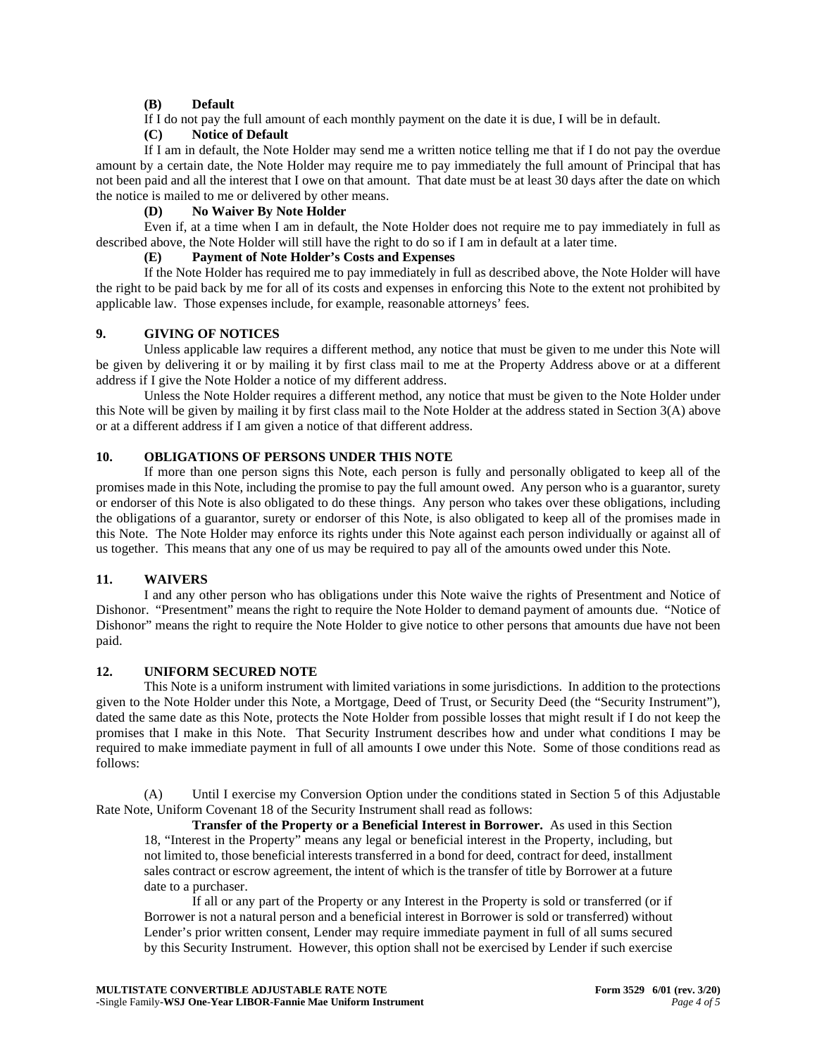**(B) Default**

If I do not pay the full amount of each monthly payment on the date it is due, I will be in default.

**(C) Notice of Default**

If I am in default, the Note Holder may send me a written notice telling me that if I do not pay the overdue amount by a certain date, the Note Holder may require me to pay immediately the full amount of Principal that has not been paid and all the interest that I owe on that amount. That date must be at least 30 days after the date on which the notice is mailed to me or delivered by other means.

**(D) No Waiver By Note Holder**

Even if, at a time when I am in default, the Note Holder does not require me to pay immediately in full as described above, the Note Holder will still have the right to do so if I am in default at a later time.

**(E) Payment of Note Holder's Costs and Expenses**

If the Note Holder has required me to pay immediately in full as described above, the Note Holder will have the right to be paid back by me for all of its costs and expenses in enforcing this Note to the extent not prohibited by applicable law. Those expenses include, for example, reasonable attorneys' fees.

## 9. GIVING OF NOTICES

Unless applicable law requires a different method, any notice that must be given to me under this Note will be given by delivering it or by mailing it by first class mail to me at the Property Address above or at a different address if I give the Note Holder a notice of my different address.

Unless the Note Holder requires a different method, any notice that must be given to the Note Holder under this Note will be given by mailing it by first class mail to the Note Holder at the address stated in Section 3(A) above or at a different address if I am given a notice of that different address.

## 10. OBLIGATIONS OF PERSONS UNDER THIS NOTE

If more than one person signs this Note, each person is fully and personally obligated to keep all of the promises made in this Note, including the promise to pay the full amount owed. Any person who is a guarantor, surety or endorser of this Note is also obligated to do these things. Any person who takes over these obligations, including the obligations of a guarantor, surety or endorser of this Note, is also obligated to keep all of the promises made in this Note. The Note Holder may enforce its rights under this Note against each person individually or against all of us together. This means that any one of us may be required to pay all of the amounts owed under this Note.

## 11. WAIVERS

I and any other person who has obligations under this Note waive the rights of Presentment and Notice of Dishonor. "Presentment" means the right to require the Note Holder to demand payment of amounts due. "Notice of Dishonor" means the right to require the Note Holder to give notice to other persons that amounts due have not been paid.

## 12. UNIFORM SECURED NOTE

This Note is a uniform instrument with limited variations in some jurisdictions. In addition to the protections given to the Note Holder under this Note, a Mortgage, Deed of Trust, or Security Deed (the "Security Instrument"), dated the same date as this Note, protects the Note Holder from possible losses that might result if I do not keep the promises that I make in this Note. That Security Instrument describes how and under what conditions I may be required to make immediate payment in full of all amounts I owe under this Note. Some of those conditions read as follows:

(A) Until I exercise my Conversion Option under the conditions stated in Section 5 of this Adjustable Rate Note, Uniform Covenant 18 of the Security Instrument shall read as follows:

> **Transfer of the Property or a Beneficial Interest in Borrower.** As used in this Section 18, "Interest in the Property" means any legal or beneficial interest in the Property, including, but not limited to, those beneficial interests transferred in a bond for deed, contract for deed, installment sales contract or escrow agreement, the intent of which is the transfer of title by Borrower at a future date to a purchaser.
>
> If all or any part of the Property or any Interest in the Property is sold or transferred (or if Borrower is not a natural person and a beneficial interest in Borrower is sold or transferred) without Lender's prior written consent, Lender may require immediate payment in full of all sums secured by this Security Instrument. However, this option shall not be exercised by Lender if such exercise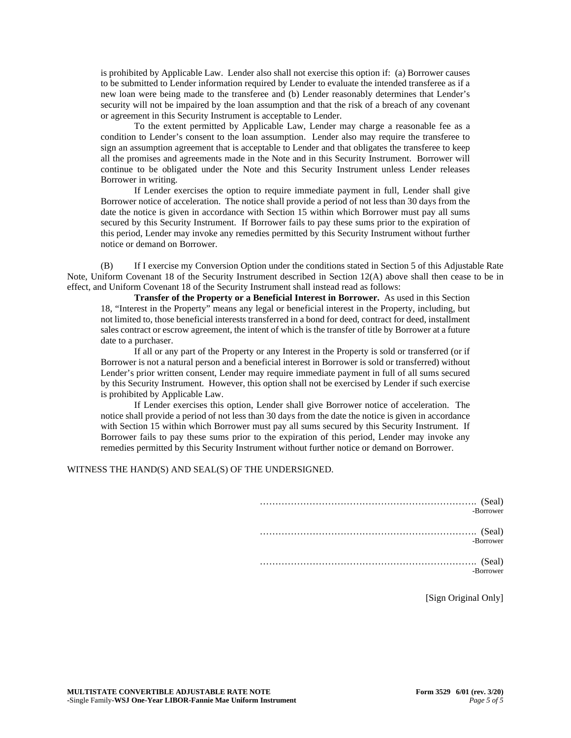is prohibited by Applicable Law. Lender also shall not exercise this option if: (a) Borrower causes to be submitted to Lender information required by Lender to evaluate the intended transferee as if a new loan were being made to the transferee and (b) Lender reasonably determines that Lender's security will not be impaired by the loan assumption and that the risk of a breach of any covenant or agreement in this Security Instrument is acceptable to Lender.

To the extent permitted by Applicable Law, Lender may charge a reasonable fee as a condition to Lender's consent to the loan assumption. Lender also may require the transferee to sign an assumption agreement that is acceptable to Lender and that obligates the transferee to keep all the promises and agreements made in the Note and in this Security Instrument. Borrower will continue to be obligated under the Note and this Security Instrument unless Lender releases Borrower in writing.

If Lender exercises the option to require immediate payment in full, Lender shall give Borrower notice of acceleration. The notice shall provide a period of not less than 30 days from the date the notice is given in accordance with Section 15 within which Borrower must pay all sums secured by this Security Instrument. If Borrower fails to pay these sums prior to the expiration of this period, Lender may invoke any remedies permitted by this Security Instrument without further notice or demand on Borrower.

(B) If I exercise my Conversion Option under the conditions stated in Section 5 of this Adjustable Rate Note, Uniform Covenant 18 of the Security Instrument described in Section 12(A) above shall then cease to be in effect, and Uniform Covenant 18 of the Security Instrument shall instead read as follows:

**Transfer of the Property or a Beneficial Interest in Borrower.** As used in this Section 18, "Interest in the Property" means any legal or beneficial interest in the Property, including, but not limited to, those beneficial interests transferred in a bond for deed, contract for deed, installment sales contract or escrow agreement, the intent of which is the transfer of title by Borrower at a future date to a purchaser.

If all or any part of the Property or any Interest in the Property is sold or transferred (or if Borrower is not a natural person and a beneficial interest in Borrower is sold or transferred) without Lender's prior written consent, Lender may require immediate payment in full of all sums secured by this Security Instrument. However, this option shall not be exercised by Lender if such exercise is prohibited by Applicable Law.

If Lender exercises this option, Lender shall give Borrower notice of acceleration. The notice shall provide a period of not less than 30 days from the date the notice is given in accordance with Section 15 within which Borrower must pay all sums secured by this Security Instrument. If Borrower fails to pay these sums prior to the expiration of this period, Lender may invoke any remedies permitted by this Security Instrument without further notice or demand on Borrower.

WITNESS THE HAND(S) AND SEAL(S) OF THE UNDERSIGNED.

……………………………………………………………. (Seal)
-Borrower

……………………………………………………………. (Seal)
-Borrower

……………………………………………………………. (Seal)
-Borrower

[Sign Original Only]

**MULTISTATE CONVERTIBLE ADJUSTABLE RATE NOTE**
-Single Family-**WSJ One-Year LIBOR-Fannie Mae Uniform Instrument** **Form 3529 6/01 (rev. 3/20)**